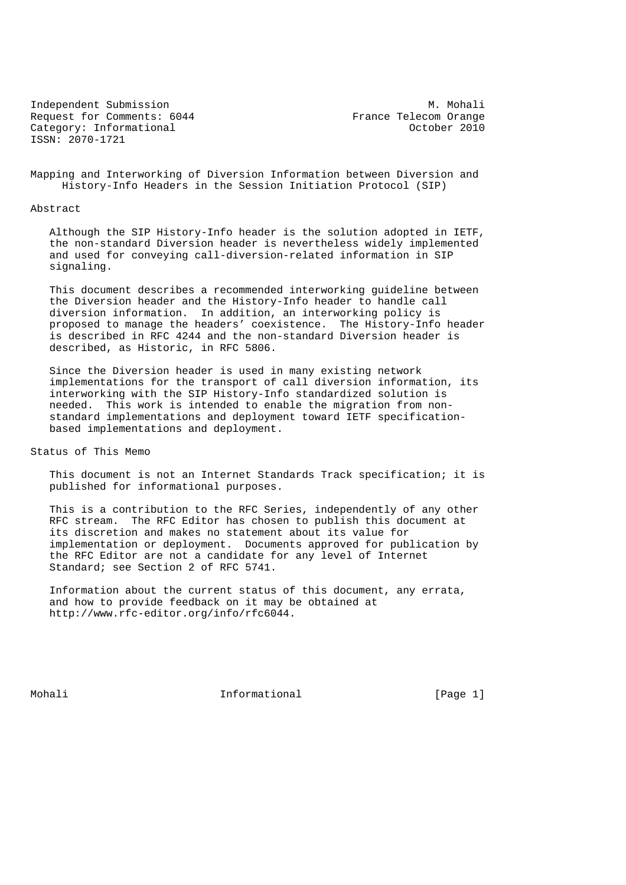Independent Submission M. Mohali
Request for Comments: 6044 France Telecom Orange
Category: Informational October 2010
ISSN: 2070-1721

# Mapping and Interworking of Diversion Information between Diversion and History-Info Headers in the Session Initiation Protocol (SIP)

## Abstract

Although the SIP History-Info header is the solution adopted in IETF, the non-standard Diversion header is nevertheless widely implemented and used for conveying call-diversion-related information in SIP signaling.

This document describes a recommended interworking guideline between the Diversion header and the History-Info header to handle call diversion information. In addition, an interworking policy is proposed to manage the headers' coexistence. The History-Info header is described in RFC 4244 and the non-standard Diversion header is described, as Historic, in RFC 5806.

Since the Diversion header is used in many existing network implementations for the transport of call diversion information, its interworking with the SIP History-Info standardized solution is needed. This work is intended to enable the migration from non-standard implementations and deployment toward IETF specification-based implementations and deployment.

## Status of This Memo

This document is not an Internet Standards Track specification; it is published for informational purposes.

This is a contribution to the RFC Series, independently of any other RFC stream. The RFC Editor has chosen to publish this document at its discretion and makes no statement about its value for implementation or deployment. Documents approved for publication by the RFC Editor are not a candidate for any level of Internet Standard; see Section 2 of RFC 5741.

Information about the current status of this document, any errata, and how to provide feedback on it may be obtained at http://www.rfc-editor.org/info/rfc6044.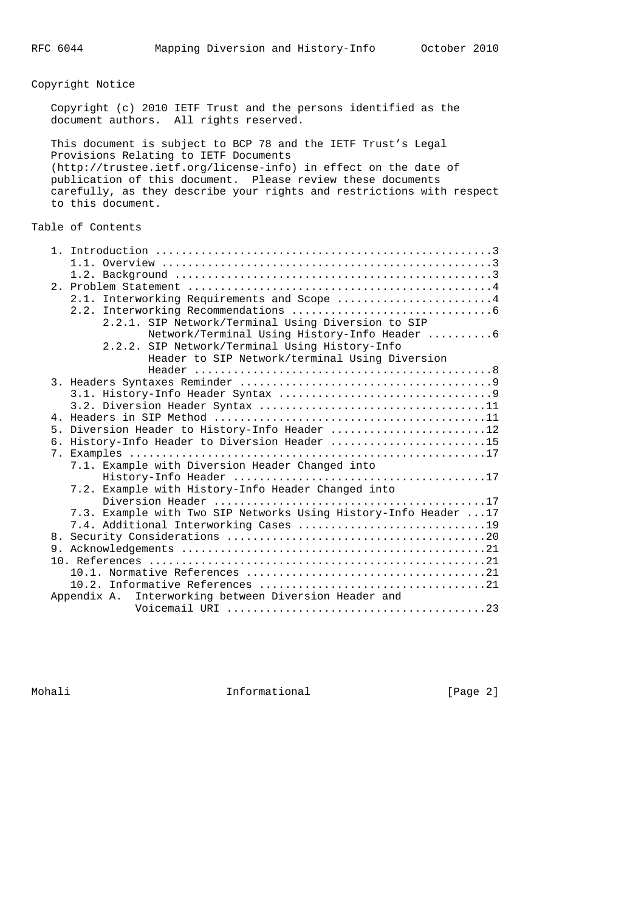Copyright Notice

Copyright (c) 2010 IETF Trust and the persons identified as the document authors. All rights reserved.

This document is subject to BCP 78 and the IETF Trust's Legal Provisions Relating to IETF Documents (http://trustee.ietf.org/license-info) in effect on the date of publication of this document. Please review these documents carefully, as they describe your rights and restrictions with respect to this document.

Table of Contents

```
   1. Introduction ....................................................3
      1.1. Overview ...................................................3
      1.2. Background .................................................3
   2. Problem Statement ...............................................4
      2.1. Interworking Requirements and Scope ........................4
      2.2. Interworking Recommendations ...............................6
           2.2.1. SIP Network/Terminal Using Diversion to SIP
                  Network/Terminal Using History-Info Header ..........6
           2.2.2. SIP Network/Terminal Using History-Info
                  Header to SIP Network/terminal Using Diversion
                  Header ..............................................8
   3. Headers Syntaxes Reminder .......................................9
      3.1. History-Info Header Syntax .................................9
      3.2. Diversion Header Syntax ...................................11
   4. Headers in SIP Method ..........................................11
   5. Diversion Header to History-Info Header ........................12
   6. History-Info Header to Diversion Header ........................15
   7. Examples .......................................................17
      7.1. Example with Diversion Header Changed into
           History-Info Header .......................................17
      7.2. Example with History-Info Header Changed into
           Diversion Header ..........................................17
      7.3. Example with Two SIP Networks Using History-Info Header ...17
      7.4. Additional Interworking Cases .............................19
   8. Security Considerations ........................................20
   9. Acknowledgements ...............................................21
   10. References ....................................................21
      10.1. Normative References .....................................21
      10.2. Informative References ...................................21
   Appendix A.  Interworking between Diversion Header and
                Voicemail URI ........................................23
```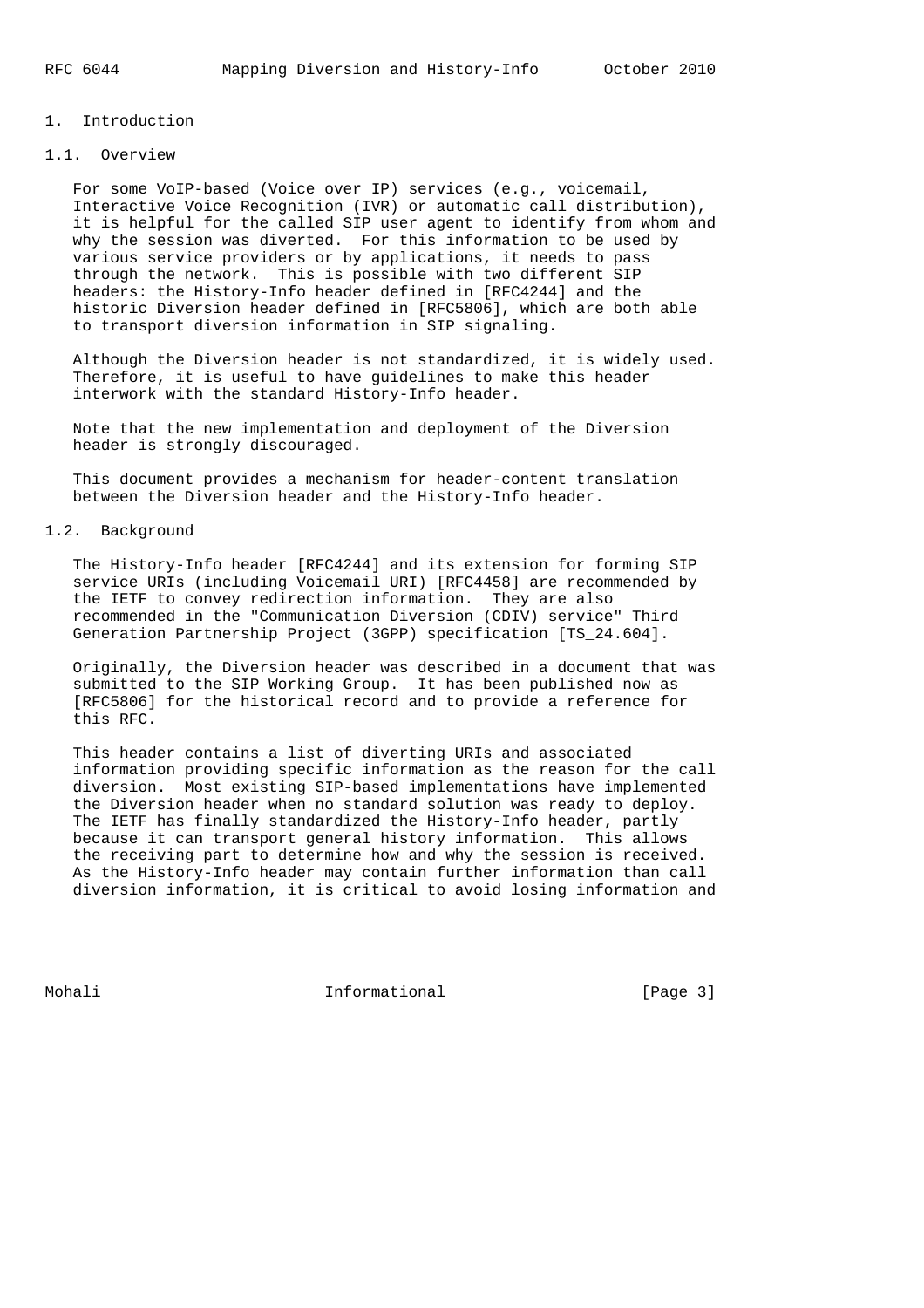# 1. Introduction

## 1.1. Overview

For some VoIP-based (Voice over IP) services (e.g., voicemail, Interactive Voice Recognition (IVR) or automatic call distribution), it is helpful for the called SIP user agent to identify from whom and why the session was diverted. For this information to be used by various service providers or by applications, it needs to pass through the network. This is possible with two different SIP headers: the History-Info header defined in [RFC4244] and the historic Diversion header defined in [RFC5806], which are both able to transport diversion information in SIP signaling.

Although the Diversion header is not standardized, it is widely used. Therefore, it is useful to have guidelines to make this header interwork with the standard History-Info header.

Note that the new implementation and deployment of the Diversion header is strongly discouraged.

This document provides a mechanism for header-content translation between the Diversion header and the History-Info header.

## 1.2. Background

The History-Info header [RFC4244] and its extension for forming SIP service URIs (including Voicemail URI) [RFC4458] are recommended by the IETF to convey redirection information. They are also recommended in the "Communication Diversion (CDIV) service" Third Generation Partnership Project (3GPP) specification [TS_24.604].

Originally, the Diversion header was described in a document that was submitted to the SIP Working Group. It has been published now as [RFC5806] for the historical record and to provide a reference for this RFC.

This header contains a list of diverting URIs and associated information providing specific information as the reason for the call diversion. Most existing SIP-based implementations have implemented the Diversion header when no standard solution was ready to deploy. The IETF has finally standardized the History-Info header, partly because it can transport general history information. This allows the receiving part to determine how and why the session is received. As the History-Info header may contain further information than call diversion information, it is critical to avoid losing information and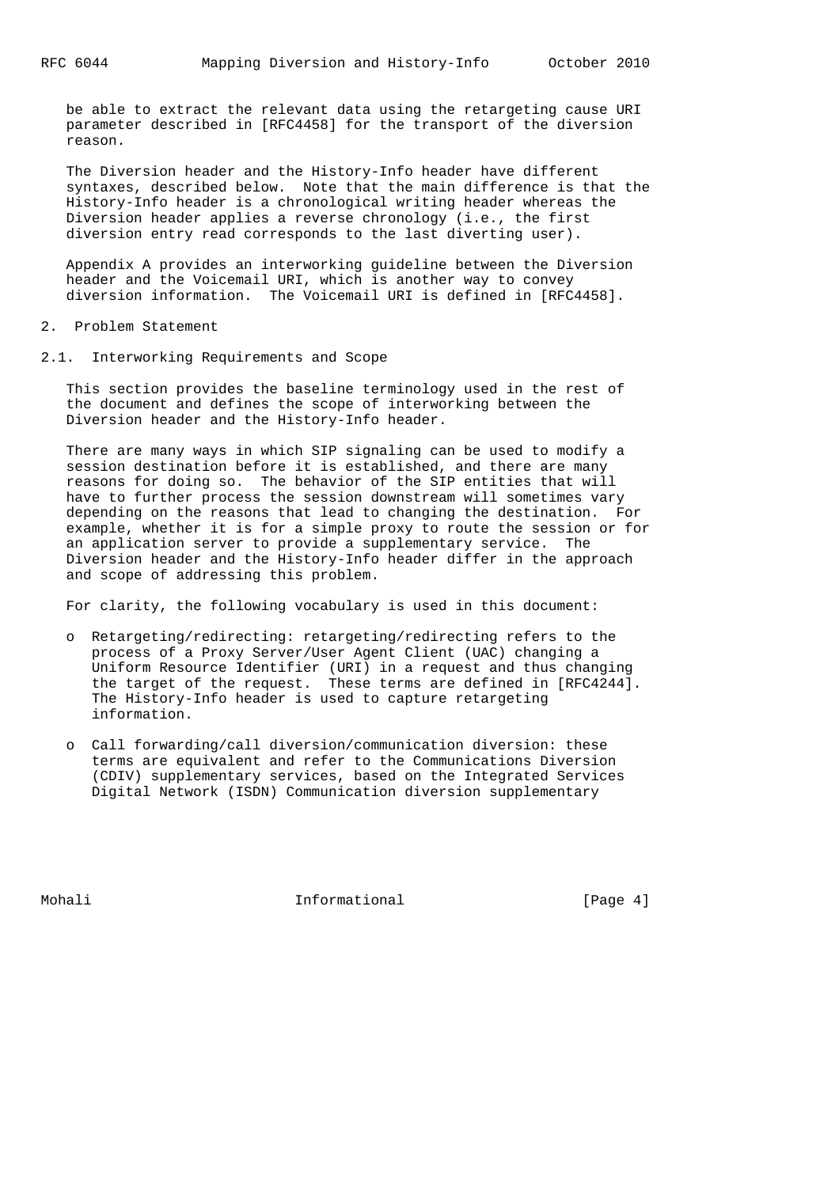be able to extract the relevant data using the retargeting cause URI parameter described in [RFC4458] for the transport of the diversion reason.

The Diversion header and the History-Info header have different syntaxes, described below. Note that the main difference is that the History-Info header is a chronological writing header whereas the Diversion header applies a reverse chronology (i.e., the first diversion entry read corresponds to the last diverting user).

Appendix A provides an interworking guideline between the Diversion header and the Voicemail URI, which is another way to convey diversion information. The Voicemail URI is defined in [RFC4458].

## 2. Problem Statement

### 2.1. Interworking Requirements and Scope

This section provides the baseline terminology used in the rest of the document and defines the scope of interworking between the Diversion header and the History-Info header.

There are many ways in which SIP signaling can be used to modify a session destination before it is established, and there are many reasons for doing so. The behavior of the SIP entities that will have to further process the session downstream will sometimes vary depending on the reasons that lead to changing the destination. For example, whether it is for a simple proxy to route the session or for an application server to provide a supplementary service. The Diversion header and the History-Info header differ in the approach and scope of addressing this problem.

For clarity, the following vocabulary is used in this document:

- Retargeting/redirecting: retargeting/redirecting refers to the process of a Proxy Server/User Agent Client (UAC) changing a Uniform Resource Identifier (URI) in a request and thus changing the target of the request. These terms are defined in [RFC4244]. The History-Info header is used to capture retargeting information.

- Call forwarding/call diversion/communication diversion: these terms are equivalent and refer to the Communications Diversion (CDIV) supplementary services, based on the Integrated Services Digital Network (ISDN) Communication diversion supplementary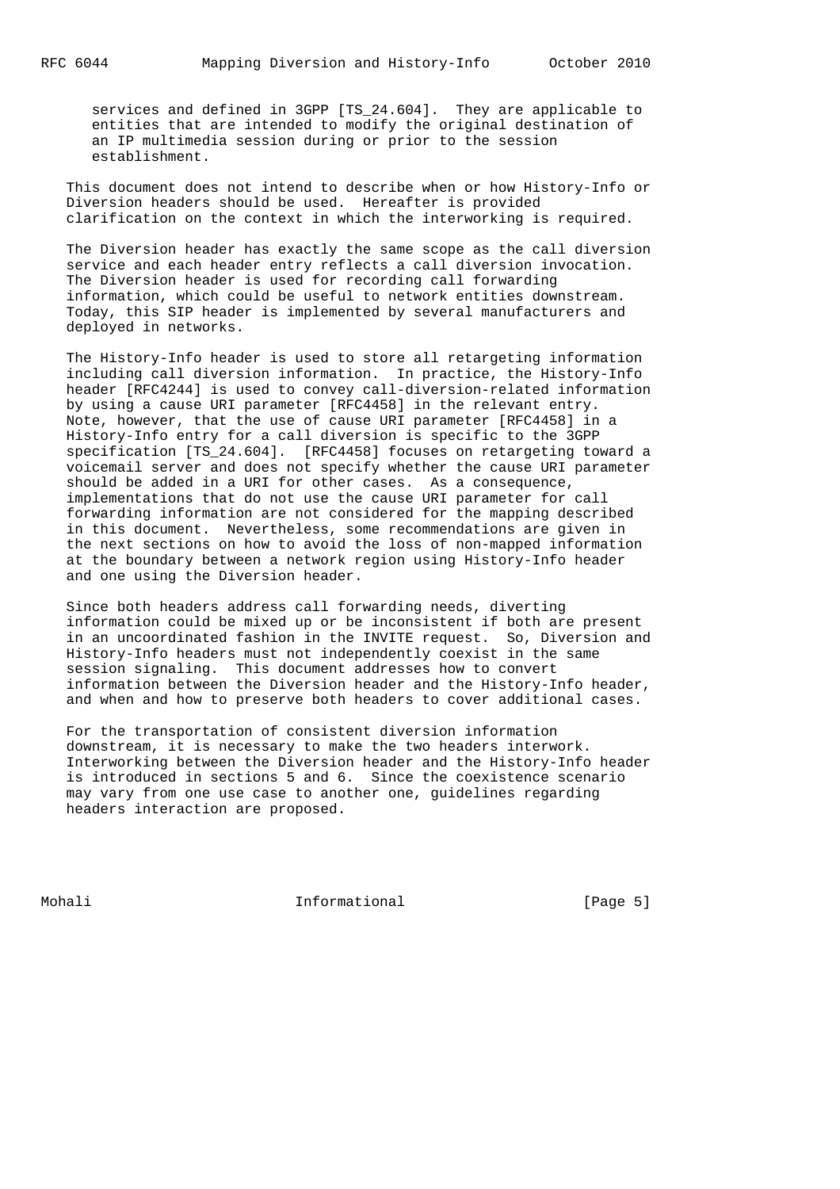services and defined in 3GPP [TS_24.604]. They are applicable to entities that are intended to modify the original destination of an IP multimedia session during or prior to the session establishment.

This document does not intend to describe when or how History-Info or Diversion headers should be used. Hereafter is provided clarification on the context in which the interworking is required.

The Diversion header has exactly the same scope as the call diversion service and each header entry reflects a call diversion invocation. The Diversion header is used for recording call forwarding information, which could be useful to network entities downstream. Today, this SIP header is implemented by several manufacturers and deployed in networks.

The History-Info header is used to store all retargeting information including call diversion information. In practice, the History-Info header [RFC4244] is used to convey call-diversion-related information by using a cause URI parameter [RFC4458] in the relevant entry. Note, however, that the use of cause URI parameter [RFC4458] in a History-Info entry for a call diversion is specific to the 3GPP specification [TS_24.604]. [RFC4458] focuses on retargeting toward a voicemail server and does not specify whether the cause URI parameter should be added in a URI for other cases. As a consequence, implementations that do not use the cause URI parameter for call forwarding information are not considered for the mapping described in this document. Nevertheless, some recommendations are given in the next sections on how to avoid the loss of non-mapped information at the boundary between a network region using History-Info header and one using the Diversion header.

Since both headers address call forwarding needs, diverting information could be mixed up or be inconsistent if both are present in an uncoordinated fashion in the INVITE request. So, Diversion and History-Info headers must not independently coexist in the same session signaling. This document addresses how to convert information between the Diversion header and the History-Info header, and when and how to preserve both headers to cover additional cases.

For the transportation of consistent diversion information downstream, it is necessary to make the two headers interwork. Interworking between the Diversion header and the History-Info header is introduced in sections 5 and 6. Since the coexistence scenario may vary from one use case to another one, guidelines regarding headers interaction are proposed.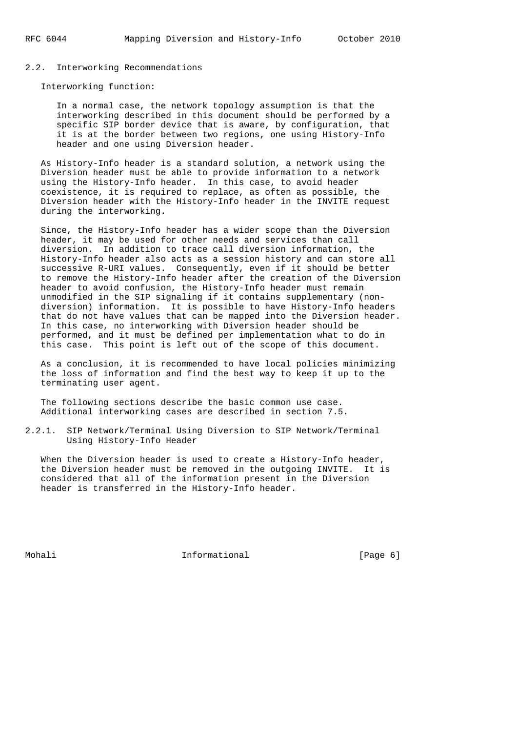### 2.2. Interworking Recommendations

Interworking function:

In a normal case, the network topology assumption is that the interworking described in this document should be performed by a specific SIP border device that is aware, by configuration, that it is at the border between two regions, one using History-Info header and one using Diversion header.

As History-Info header is a standard solution, a network using the Diversion header must be able to provide information to a network using the History-Info header. In this case, to avoid header coexistence, it is required to replace, as often as possible, the Diversion header with the History-Info header in the INVITE request during the interworking.

Since, the History-Info header has a wider scope than the Diversion header, it may be used for other needs and services than call diversion. In addition to trace call diversion information, the History-Info header also acts as a session history and can store all successive R-URI values. Consequently, even if it should be better to remove the History-Info header after the creation of the Diversion header to avoid confusion, the History-Info header must remain unmodified in the SIP signaling if it contains supplementary (non-diversion) information. It is possible to have History-Info headers that do not have values that can be mapped into the Diversion header. In this case, no interworking with Diversion header should be performed, and it must be defined per implementation what to do in this case. This point is left out of the scope of this document.

As a conclusion, it is recommended to have local policies minimizing the loss of information and find the best way to keep it up to the terminating user agent.

The following sections describe the basic common use case. Additional interworking cases are described in section 7.5.

#### 2.2.1. SIP Network/Terminal Using Diversion to SIP Network/Terminal Using History-Info Header

When the Diversion header is used to create a History-Info header, the Diversion header must be removed in the outgoing INVITE. It is considered that all of the information present in the Diversion header is transferred in the History-Info header.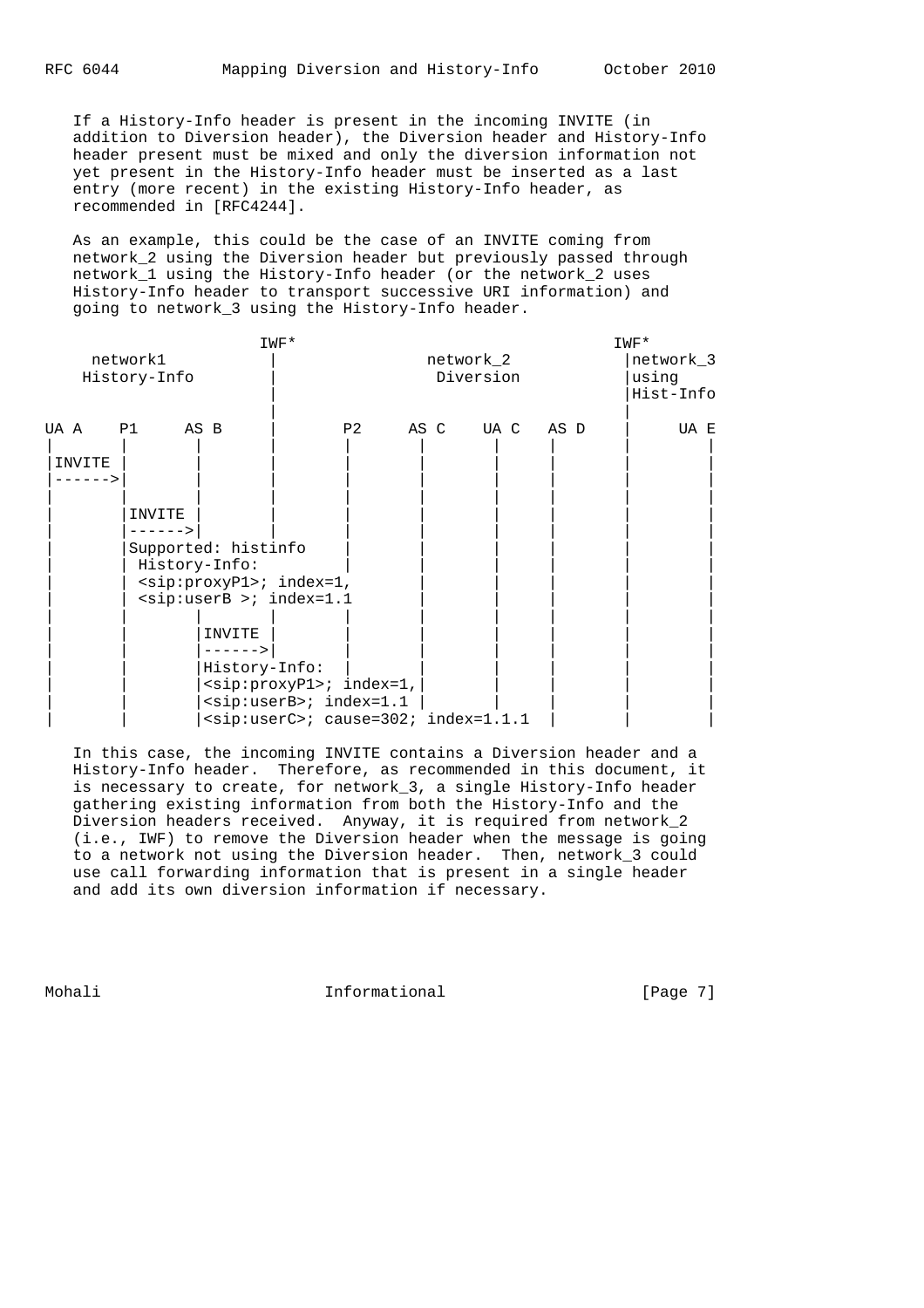If a History-Info header is present in the incoming INVITE (in addition to Diversion header), the Diversion header and History-Info header present must be mixed and only the diversion information not yet present in the History-Info header must be inserted as a last entry (more recent) in the existing History-Info header, as recommended in [RFC4244].

As an example, this could be the case of an INVITE coming from network_2 using the Diversion header but previously passed through network_1 using the History-Info header (or the network_2 uses History-Info header to transport successive URI information) and going to network_3 using the History-Info header.

```
                      IWF*                                      IWF*
     network1          |               network_2               |network_3
    History-Info       |                Diversion              |using
                       |                                       |Hist-Info
                       |                                       |
UA A    P1     AS B    |        P2     AS C    UA C   AS D     |      UA E
|       |       |      |        |       |       |       |      |         |
|INVITE |       |      |        |       |       |       |      |         |
|------>|       |      |        |       |       |       |      |         |
|       |       |      |        |       |       |       |      |         |
|       |INVITE |      |        |       |       |       |      |         |
|       |------>|      |        |       |       |       |      |         |
|       |Supported: histinfo    |       |       |       |      |         |
|       | History-Info:         |       |       |       |      |         |
|       | <sip:proxyP1>; index=1,       |       |       |      |         |
|       | <sip:userB >; index=1.1       |       |       |      |         |
|       |       |      |        |       |       |       |      |         |
|       |       |INVITE |       |       |       |       |      |         |
|       |       |------>|       |       |       |       |      |         |
|       |       |History-Info:  |       |       |       |      |         |
|       |       |<sip:proxyP1>; index=1,|       |       |      |         |
|       |       |<sip:userB>; index=1.1 |       |       |      |         |
|       |       |<sip:userC>; cause=302; index=1.1.1    |      |         |
```

In this case, the incoming INVITE contains a Diversion header and a History-Info header. Therefore, as recommended in this document, it is necessary to create, for network_3, a single History-Info header gathering existing information from both the History-Info and the Diversion headers received. Anyway, it is required from network_2 (i.e., IWF) to remove the Diversion header when the message is going to a network not using the Diversion header. Then, network_3 could use call forwarding information that is present in a single header and add its own diversion information if necessary.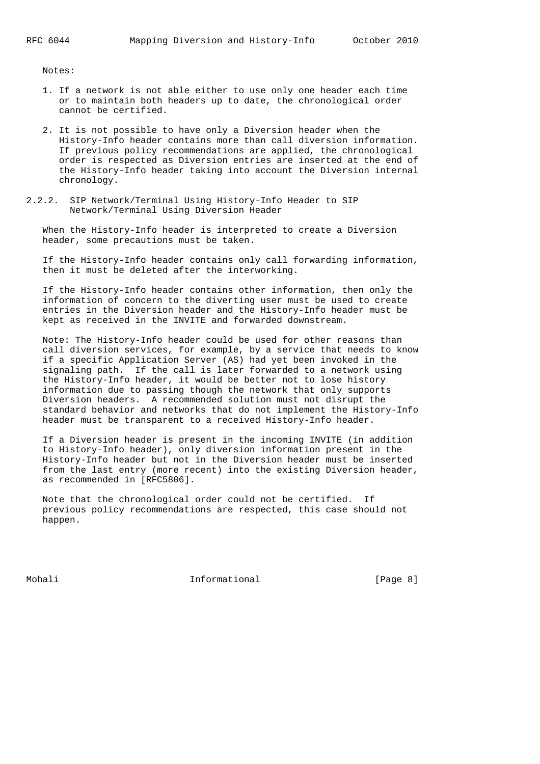Notes:

1. If a network is not able either to use only one header each time or to maintain both headers up to date, the chronological order cannot be certified.

2. It is not possible to have only a Diversion header when the History-Info header contains more than call diversion information. If previous policy recommendations are applied, the chronological order is respected as Diversion entries are inserted at the end of the History-Info header taking into account the Diversion internal chronology.

### 2.2.2. SIP Network/Terminal Using History-Info Header to SIP Network/Terminal Using Diversion Header

When the History-Info header is interpreted to create a Diversion header, some precautions must be taken.

If the History-Info header contains only call forwarding information, then it must be deleted after the interworking.

If the History-Info header contains other information, then only the information of concern to the diverting user must be used to create entries in the Diversion header and the History-Info header must be kept as received in the INVITE and forwarded downstream.

Note: The History-Info header could be used for other reasons than call diversion services, for example, by a service that needs to know if a specific Application Server (AS) had yet been invoked in the signaling path. If the call is later forwarded to a network using the History-Info header, it would be better not to lose history information due to passing though the network that only supports Diversion headers. A recommended solution must not disrupt the standard behavior and networks that do not implement the History-Info header must be transparent to a received History-Info header.

If a Diversion header is present in the incoming INVITE (in addition to History-Info header), only diversion information present in the History-Info header but not in the Diversion header must be inserted from the last entry (more recent) into the existing Diversion header, as recommended in [RFC5806].

Note that the chronological order could not be certified. If previous policy recommendations are respected, this case should not happen.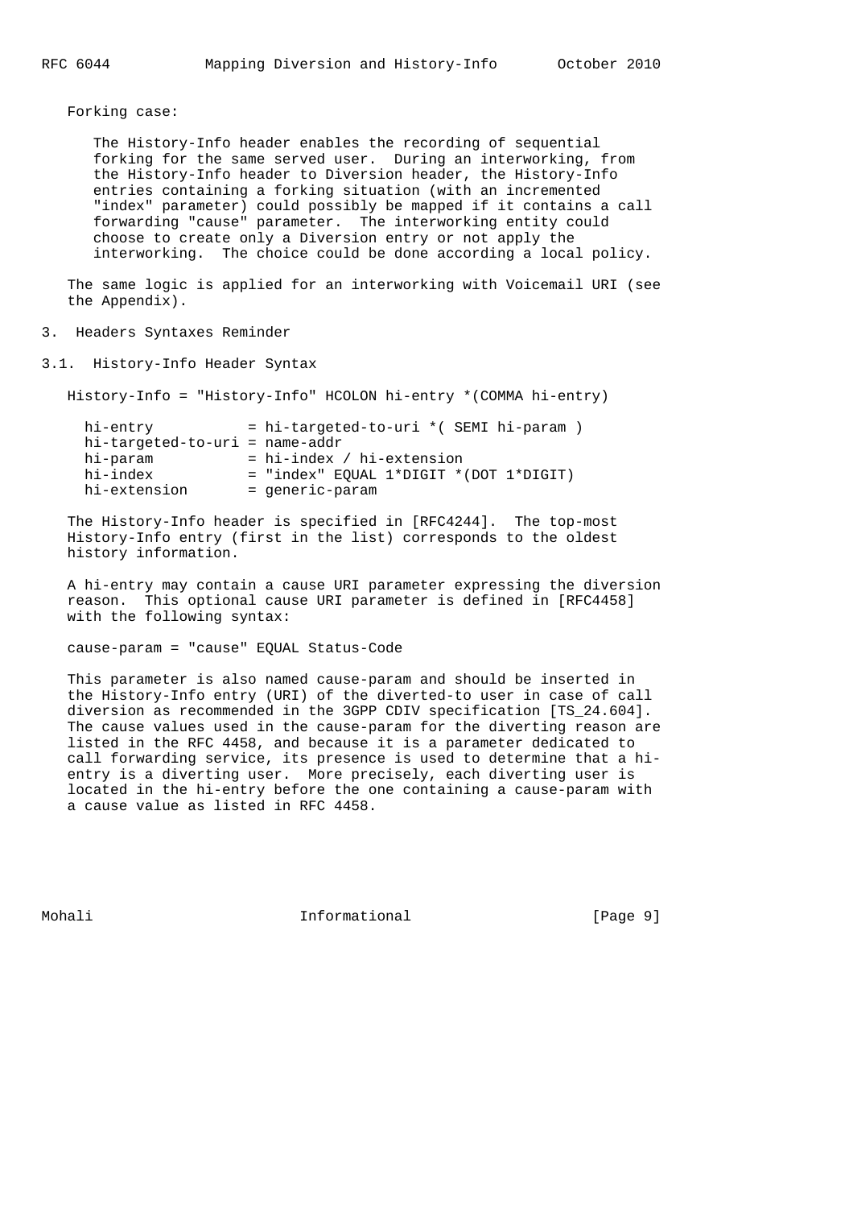Forking case:

The History-Info header enables the recording of sequential forking for the same served user. During an interworking, from the History-Info header to Diversion header, the History-Info entries containing a forking situation (with an incremented "index" parameter) could possibly be mapped if it contains a call forwarding "cause" parameter. The interworking entity could choose to create only a Diversion entry or not apply the interworking. The choice could be done according a local policy.

The same logic is applied for an interworking with Voicemail URI (see the Appendix).

## 3. Headers Syntaxes Reminder

### 3.1. History-Info Header Syntax

```
History-Info = "History-Info" HCOLON hi-entry *(COMMA hi-entry)

  hi-entry           = hi-targeted-to-uri *( SEMI hi-param )
  hi-targeted-to-uri = name-addr
  hi-param           = hi-index / hi-extension
  hi-index           = "index" EQUAL 1*DIGIT *(DOT 1*DIGIT)
  hi-extension       = generic-param
```

The History-Info header is specified in [RFC4244]. The top-most History-Info entry (first in the list) corresponds to the oldest history information.

A hi-entry may contain a cause URI parameter expressing the diversion reason. This optional cause URI parameter is defined in [RFC4458] with the following syntax:

```
cause-param = "cause" EQUAL Status-Code
```

This parameter is also named cause-param and should be inserted in the History-Info entry (URI) of the diverted-to user in case of call diversion as recommended in the 3GPP CDIV specification [TS_24.604]. The cause values used in the cause-param for the diverting reason are listed in the RFC 4458, and because it is a parameter dedicated to call forwarding service, its presence is used to determine that a hi-entry is a diverting user. More precisely, each diverting user is located in the hi-entry before the one containing a cause-param with a cause value as listed in RFC 4458.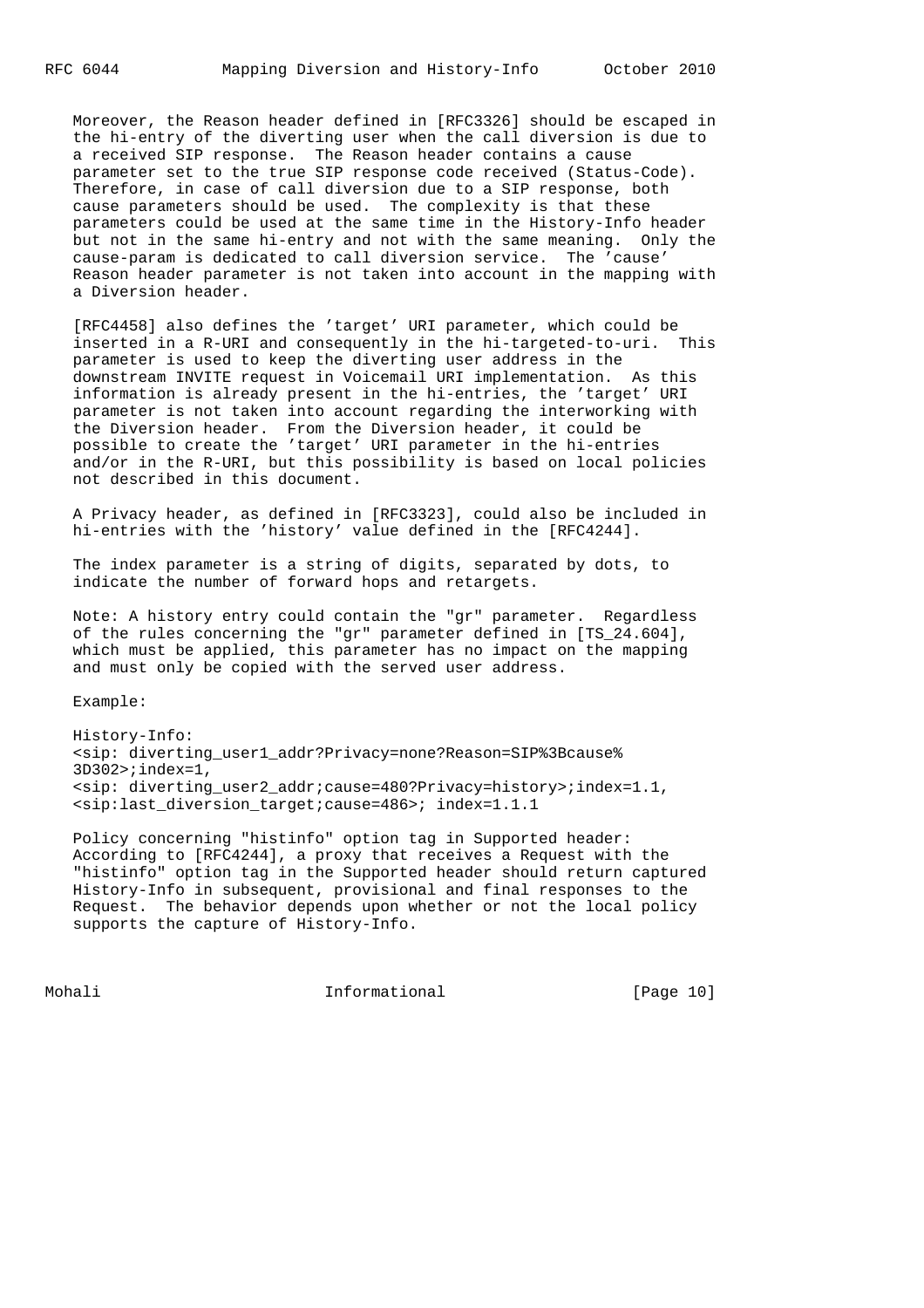Moreover, the Reason header defined in [RFC3326] should be escaped in the hi-entry of the diverting user when the call diversion is due to a received SIP response. The Reason header contains a cause parameter set to the true SIP response code received (Status-Code). Therefore, in case of call diversion due to a SIP response, both cause parameters should be used. The complexity is that these parameters could be used at the same time in the History-Info header but not in the same hi-entry and not with the same meaning. Only the cause-param is dedicated to call diversion service. The 'cause' Reason header parameter is not taken into account in the mapping with a Diversion header.

[RFC4458] also defines the 'target' URI parameter, which could be inserted in a R-URI and consequently in the hi-targeted-to-uri. This parameter is used to keep the diverting user address in the downstream INVITE request in Voicemail URI implementation. As this information is already present in the hi-entries, the 'target' URI parameter is not taken into account regarding the interworking with the Diversion header. From the Diversion header, it could be possible to create the 'target' URI parameter in the hi-entries and/or in the R-URI, but this possibility is based on local policies not described in this document.

A Privacy header, as defined in [RFC3323], could also be included in hi-entries with the 'history' value defined in the [RFC4244].

The index parameter is a string of digits, separated by dots, to indicate the number of forward hops and retargets.

Note: A history entry could contain the "gr" parameter. Regardless of the rules concerning the "gr" parameter defined in [TS_24.604], which must be applied, this parameter has no impact on the mapping and must only be copied with the served user address.

Example:

```
History-Info:
<sip: diverting_user1_addr?Privacy=none?Reason=SIP%3Bcause%
3D302>;index=1,
<sip: diverting_user2_addr;cause=480?Privacy=history>;index=1.1,
<sip:last_diversion_target;cause=486>; index=1.1.1
```

Policy concerning "histinfo" option tag in Supported header: According to [RFC4244], a proxy that receives a Request with the "histinfo" option tag in the Supported header should return captured History-Info in subsequent, provisional and final responses to the Request. The behavior depends upon whether or not the local policy supports the capture of History-Info.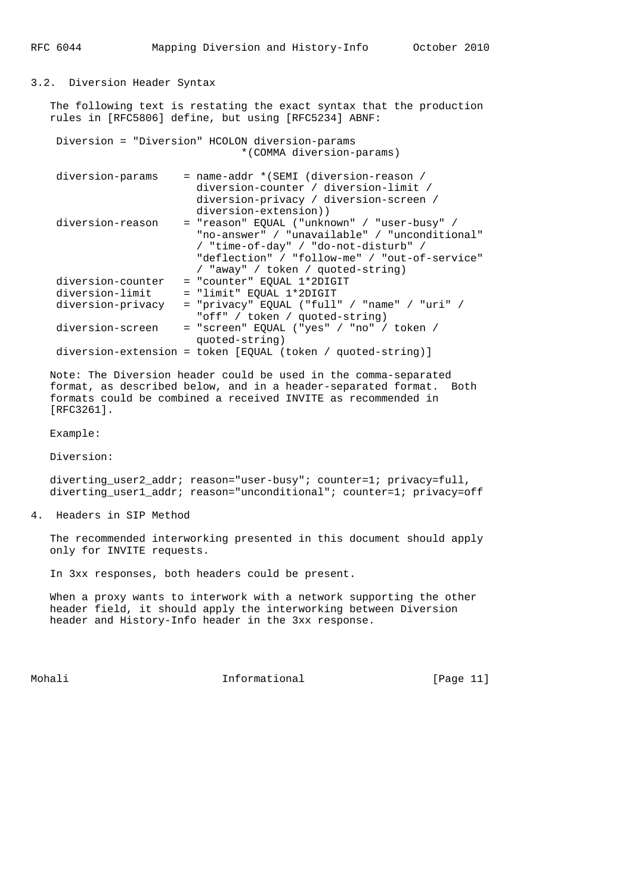### 3.2. Diversion Header Syntax

The following text is restating the exact syntax that the production rules in [RFC5806] define, but using [RFC5234] ABNF:

```
 Diversion = "Diversion" HCOLON diversion-params
                              *(COMMA diversion-params)

 diversion-params    = name-addr *(SEMI (diversion-reason /
                       diversion-counter / diversion-limit /
                       diversion-privacy / diversion-screen /
                       diversion-extension))
 diversion-reason    = "reason" EQUAL ("unknown" / "user-busy" /
                       "no-answer" / "unavailable" / "unconditional"
                       / "time-of-day" / "do-not-disturb" /
                       "deflection" / "follow-me" / "out-of-service"
                       / "away" / token / quoted-string)
 diversion-counter   = "counter" EQUAL 1*2DIGIT
 diversion-limit     = "limit" EQUAL 1*2DIGIT
 diversion-privacy   = "privacy" EQUAL ("full" / "name" / "uri" /
                       "off" / token / quoted-string)
 diversion-screen    = "screen" EQUAL ("yes" / "no" / token /
                       quoted-string)
 diversion-extension = token [EQUAL (token / quoted-string)]
```

Note: The Diversion header could be used in the comma-separated format, as described below, and in a header-separated format. Both formats could be combined a received INVITE as recommended in [RFC3261].

Example:

Diversion:

```
diverting_user2_addr; reason="user-busy"; counter=1; privacy=full,
diverting_user1_addr; reason="unconditional"; counter=1; privacy=off
```

## 4. Headers in SIP Method

The recommended interworking presented in this document should apply only for INVITE requests.

In 3xx responses, both headers could be present.

When a proxy wants to interwork with a network supporting the other header field, it should apply the interworking between Diversion header and History-Info header in the 3xx response.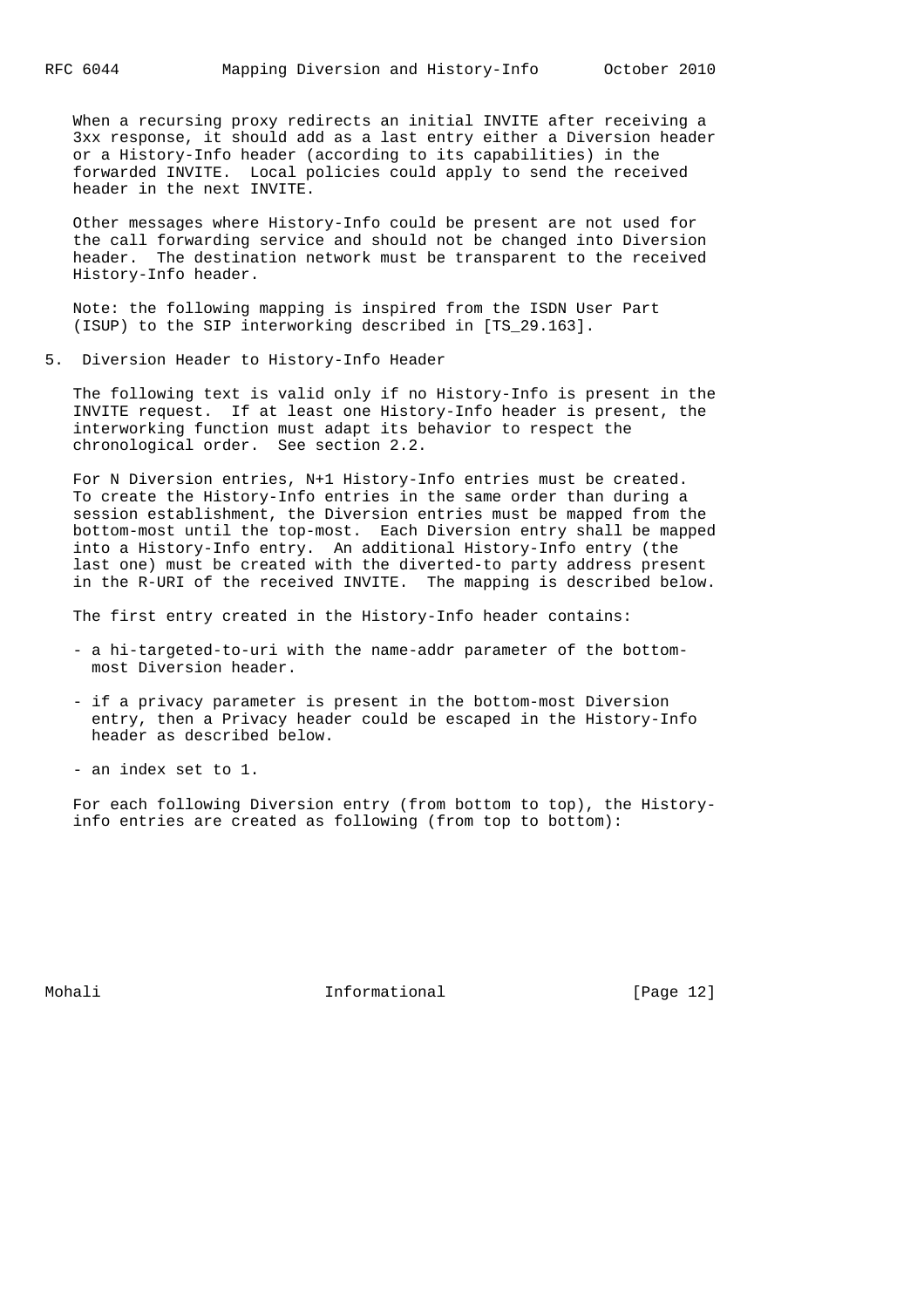When a recursing proxy redirects an initial INVITE after receiving a 3xx response, it should add as a last entry either a Diversion header or a History-Info header (according to its capabilities) in the forwarded INVITE. Local policies could apply to send the received header in the next INVITE.

Other messages where History-Info could be present are not used for the call forwarding service and should not be changed into Diversion header. The destination network must be transparent to the received History-Info header.

Note: the following mapping is inspired from the ISDN User Part (ISUP) to the SIP interworking described in [TS_29.163].

## 5. Diversion Header to History-Info Header

The following text is valid only if no History-Info is present in the INVITE request. If at least one History-Info header is present, the interworking function must adapt its behavior to respect the chronological order. See section 2.2.

For N Diversion entries, N+1 History-Info entries must be created. To create the History-Info entries in the same order than during a session establishment, the Diversion entries must be mapped from the bottom-most until the top-most. Each Diversion entry shall be mapped into a History-Info entry. An additional History-Info entry (the last one) must be created with the diverted-to party address present in the R-URI of the received INVITE. The mapping is described below.

The first entry created in the History-Info header contains:

- a hi-targeted-to-uri with the name-addr parameter of the bottom-most Diversion header.
- if a privacy parameter is present in the bottom-most Diversion entry, then a Privacy header could be escaped in the History-Info header as described below.
- an index set to 1.

For each following Diversion entry (from bottom to top), the History-info entries are created as following (from top to bottom):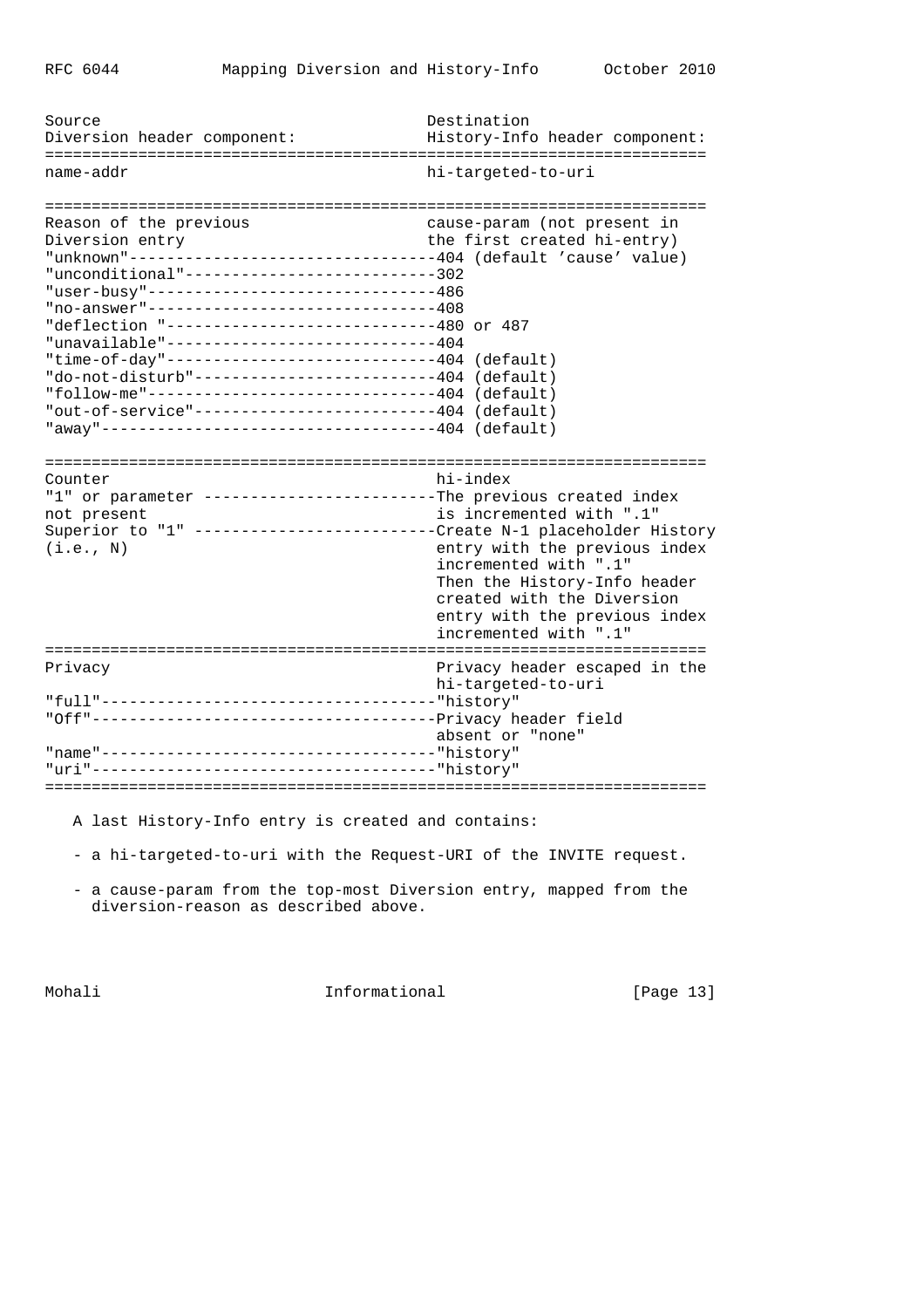```
Source                                     Destination
Diversion header component:                History-Info header component:
======================================================================
name-addr                                  hi-targeted-to-uri

======================================================================
Reason of the previous                     cause-param (not present in
Diversion entry                            the first created hi-entry)
"unknown"---------------------------------404 (default 'cause' value)
"unconditional"---------------------------302
"user-busy"-------------------------------486
"no-answer"-------------------------------408
"deflection "-----------------------------480 or 487
"unavailable"-----------------------------404
"time-of-day"-----------------------------404 (default)
"do-not-disturb"--------------------------404 (default)
"follow-me"-------------------------------404 (default)
"out-of-service"--------------------------404 (default)
"away"------------------------------------404 (default)

======================================================================
Counter                                     hi-index
"1" or parameter -------------------------The previous created index
not present                                 is incremented with ".1"
Superior to "1" --------------------------Create N-1 placeholder History
(i.e., N)                                   entry with the previous index
                                            incremented with ".1"
                                            Then the History-Info header
                                            created with the Diversion
                                            entry with the previous index
                                            incremented with ".1"
======================================================================
Privacy                                     Privacy header escaped in the
                                            hi-targeted-to-uri
"full"------------------------------------"history"
"Off"-------------------------------------Privacy header field
                                            absent or "none"
"name"------------------------------------"history"
"uri"-------------------------------------"history"
======================================================================
```

A last History-Info entry is created and contains:

- a hi-targeted-to-uri with the Request-URI of the INVITE request.

- a cause-param from the top-most Diversion entry, mapped from the diversion-reason as described above.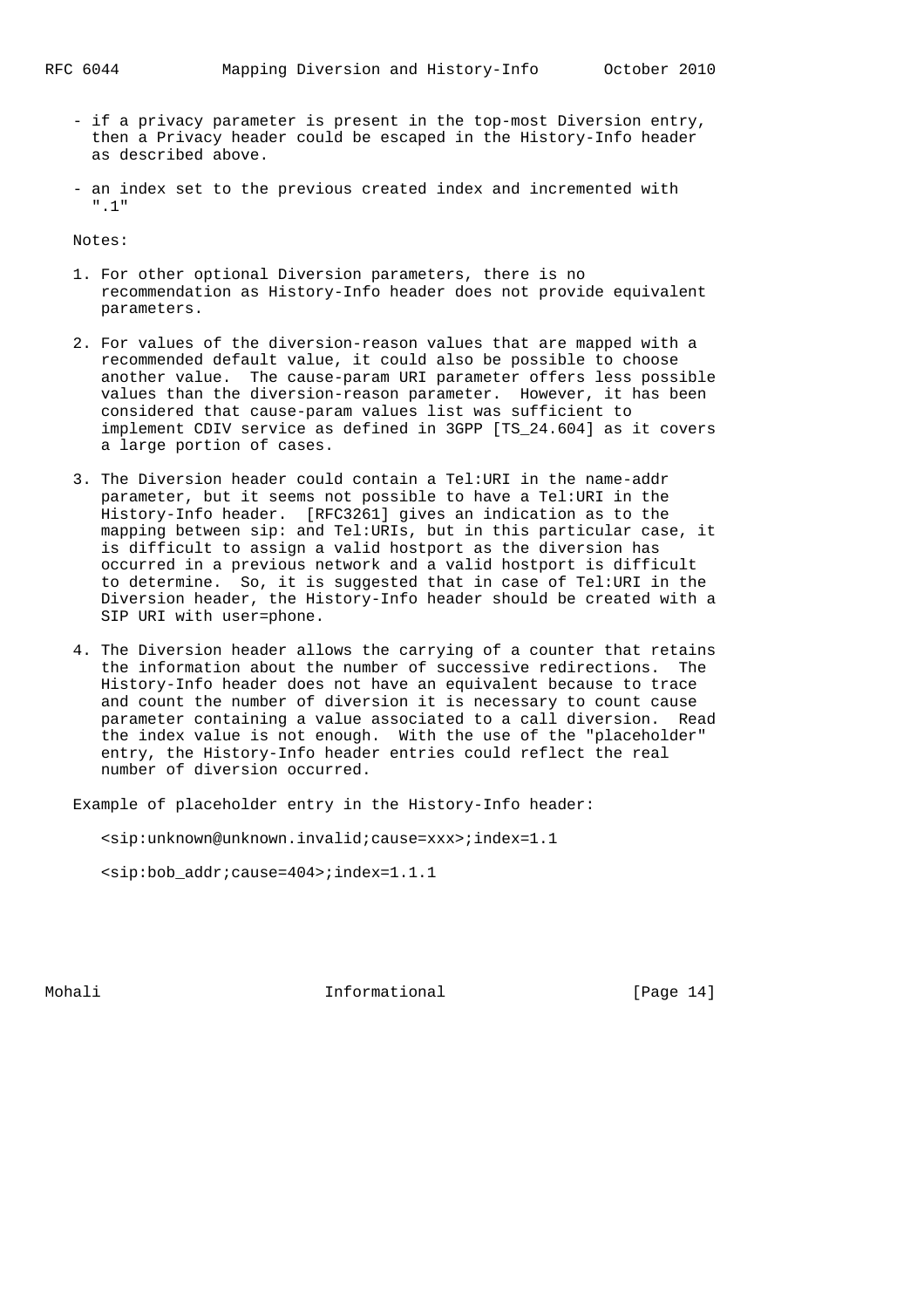- if a privacy parameter is present in the top-most Diversion entry, then a Privacy header could be escaped in the History-Info header as described above.

- an index set to the previous created index and incremented with ".1"

Notes:

1. For other optional Diversion parameters, there is no recommendation as History-Info header does not provide equivalent parameters.

2. For values of the diversion-reason values that are mapped with a recommended default value, it could also be possible to choose another value. The cause-param URI parameter offers less possible values than the diversion-reason parameter. However, it has been considered that cause-param values list was sufficient to implement CDIV service as defined in 3GPP [TS_24.604] as it covers a large portion of cases.

3. The Diversion header could contain a Tel:URI in the name-addr parameter, but it seems not possible to have a Tel:URI in the History-Info header. [RFC3261] gives an indication as to the mapping between sip: and Tel:URIs, but in this particular case, it is difficult to assign a valid hostport as the diversion has occurred in a previous network and a valid hostport is difficult to determine. So, it is suggested that in case of Tel:URI in the Diversion header, the History-Info header should be created with a SIP URI with user=phone.

4. The Diversion header allows the carrying of a counter that retains the information about the number of successive redirections. The History-Info header does not have an equivalent because to trace and count the number of diversion it is necessary to count cause parameter containing a value associated to a call diversion. Read the index value is not enough. With the use of the "placeholder" entry, the History-Info header entries could reflect the real number of diversion occurred.

Example of placeholder entry in the History-Info header:

```
<sip:unknown@unknown.invalid;cause=xxx>;index=1.1

<sip:bob_addr;cause=404>;index=1.1.1
```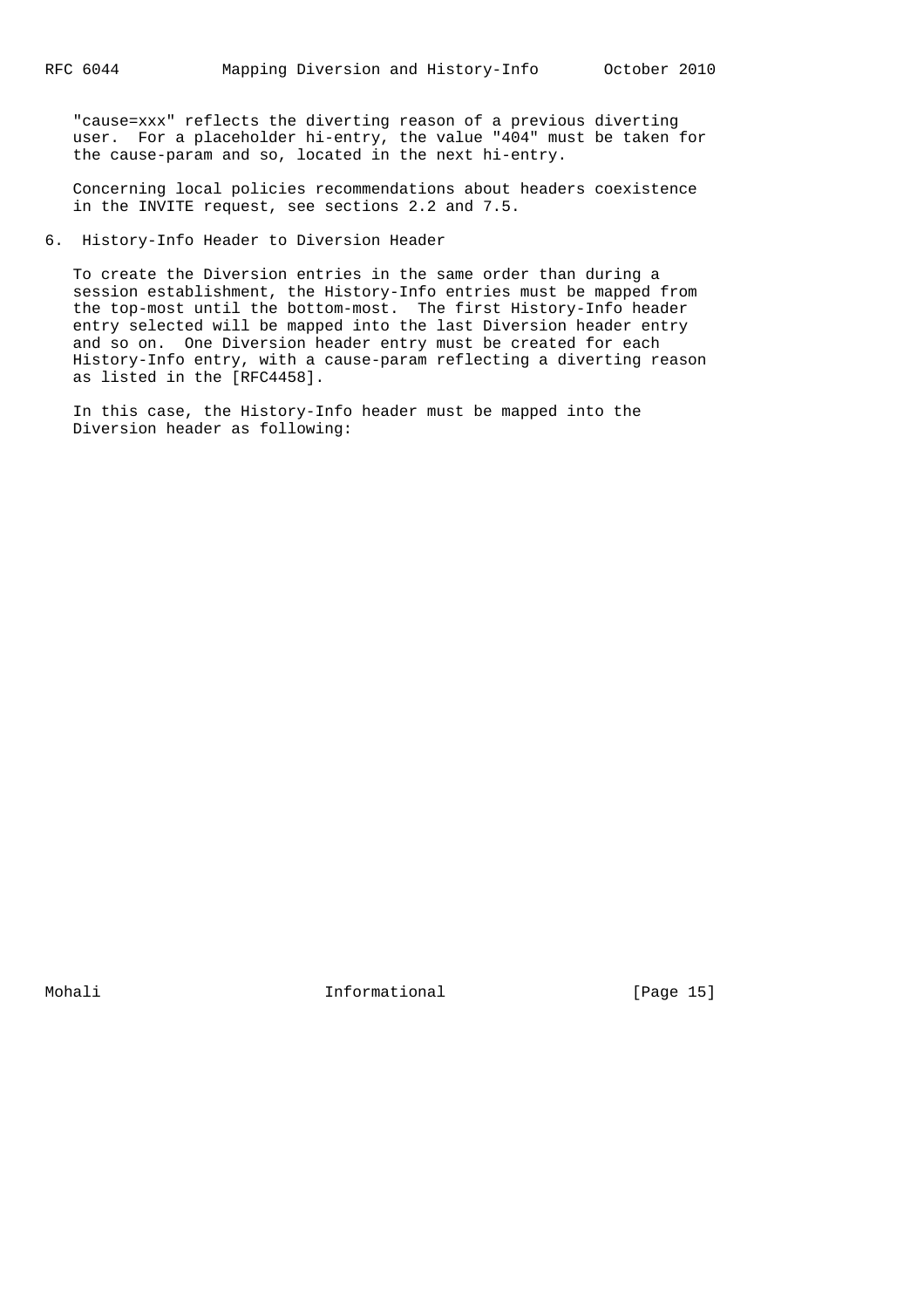"cause=xxx" reflects the diverting reason of a previous diverting user. For a placeholder hi-entry, the value "404" must be taken for the cause-param and so, located in the next hi-entry.

Concerning local policies recommendations about headers coexistence in the INVITE request, see sections 2.2 and 7.5.

## 6. History-Info Header to Diversion Header

To create the Diversion entries in the same order than during a session establishment, the History-Info entries must be mapped from the top-most until the bottom-most. The first History-Info header entry selected will be mapped into the last Diversion header entry and so on. One Diversion header entry must be created for each History-Info entry, with a cause-param reflecting a diverting reason as listed in the [RFC4458].

In this case, the History-Info header must be mapped into the Diversion header as following: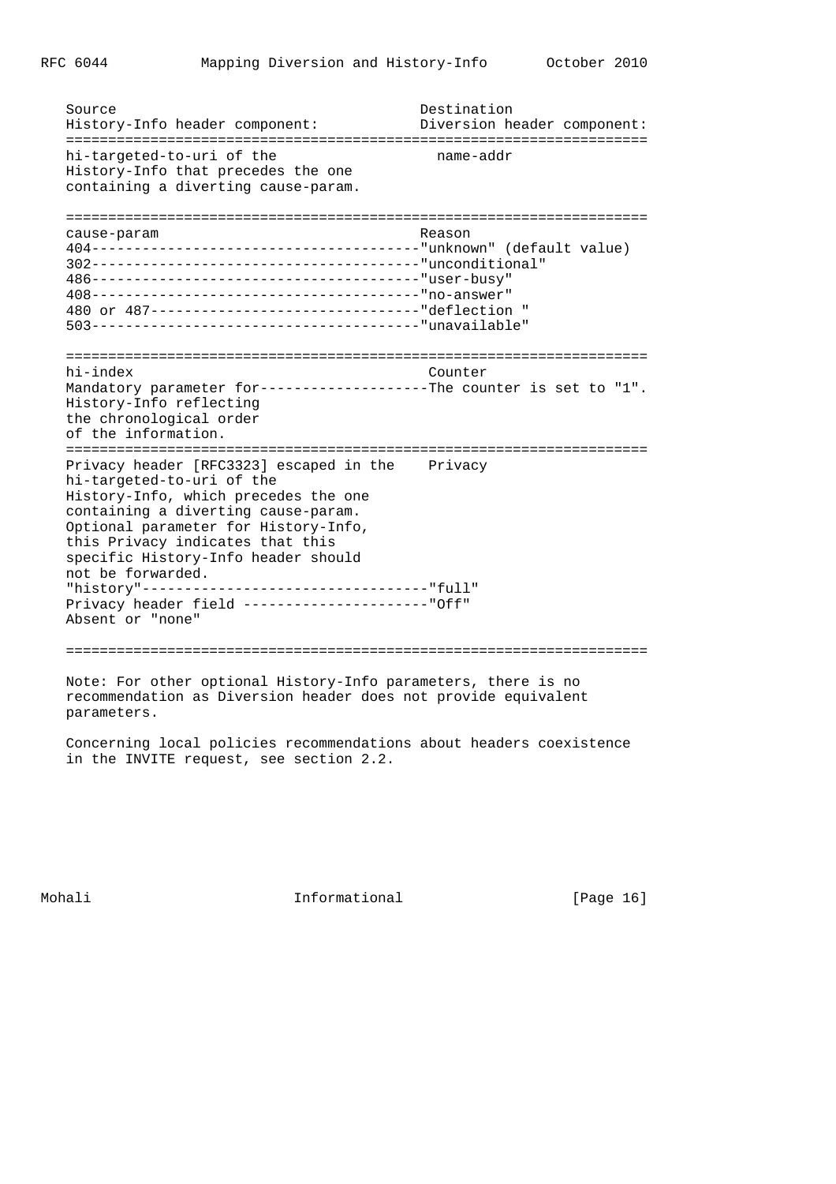| Source<br>History-Info header component: | Destination<br>Diversion header component: |
| --- | --- |
| hi-targeted-to-uri of the History-Info that precedes the one containing a diverting cause-param. | name-addr |
| cause-param | Reason |
| 404 | "unknown" (default value) |
| 302 | "unconditional" |
| 486 | "user-busy" |
| 408 | "no-answer" |
| 480 or 487 | "deflection " |
| 503 | "unavailable" |
| hi-index | Counter |
| Mandatory parameter for History-Info reflecting the chronological order of the information. | The counter is set to "1". |
| Privacy header [RFC3323] escaped in the hi-targeted-to-uri of the History-Info, which precedes the one containing a diverting cause-param. Optional parameter for History-Info, this Privacy indicates that this specific History-Info header should not be forwarded. | Privacy |
| "history" | "full" |
| Privacy header field Absent or "none" | "Off" |

Note: For other optional History-Info parameters, there is no recommendation as Diversion header does not provide equivalent parameters.

Concerning local policies recommendations about headers coexistence in the INVITE request, see section 2.2.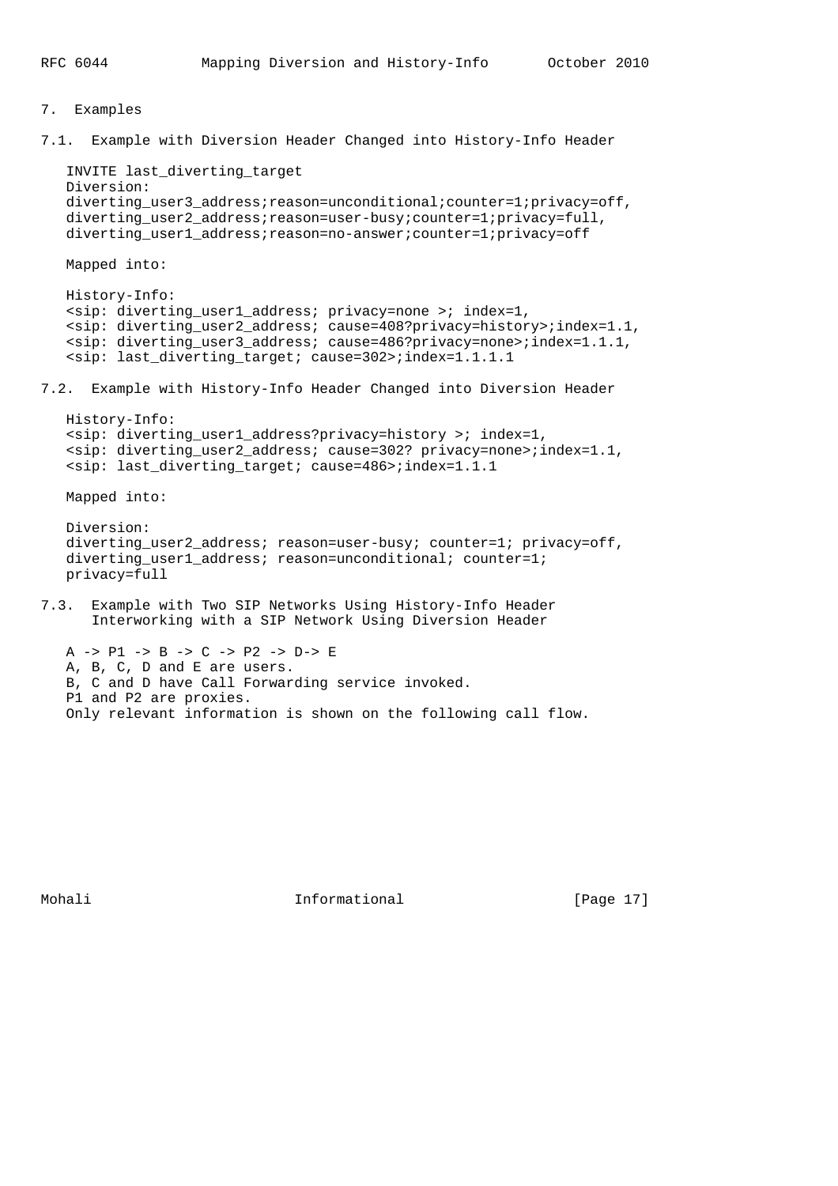## 7. Examples

### 7.1. Example with Diversion Header Changed into History-Info Header

```
INVITE last_diverting_target
Diversion:
diverting_user3_address;reason=unconditional;counter=1;privacy=off,
diverting_user2_address;reason=user-busy;counter=1;privacy=full,
diverting_user1_address;reason=no-answer;counter=1;privacy=off
```

Mapped into:

```
History-Info:
<sip: diverting_user1_address; privacy=none >; index=1,
<sip: diverting_user2_address; cause=408?privacy=history>;index=1.1,
<sip: diverting_user3_address; cause=486?privacy=none>;index=1.1.1,
<sip: last_diverting_target; cause=302>;index=1.1.1.1
```

### 7.2. Example with History-Info Header Changed into Diversion Header

```
History-Info:
<sip: diverting_user1_address?privacy=history >; index=1,
<sip: diverting_user2_address; cause=302? privacy=none>;index=1.1,
<sip: last_diverting_target; cause=486>;index=1.1.1
```

Mapped into:

```
Diversion:
diverting_user2_address; reason=user-busy; counter=1; privacy=off,
diverting_user1_address; reason=unconditional; counter=1;
privacy=full
```

### 7.3. Example with Two SIP Networks Using History-Info Header Interworking with a SIP Network Using Diversion Header

```
A -> P1 -> B -> C -> P2 -> D-> E
```

A, B, C, D and E are users.
B, C and D have Call Forwarding service invoked.
P1 and P2 are proxies.
Only relevant information is shown on the following call flow.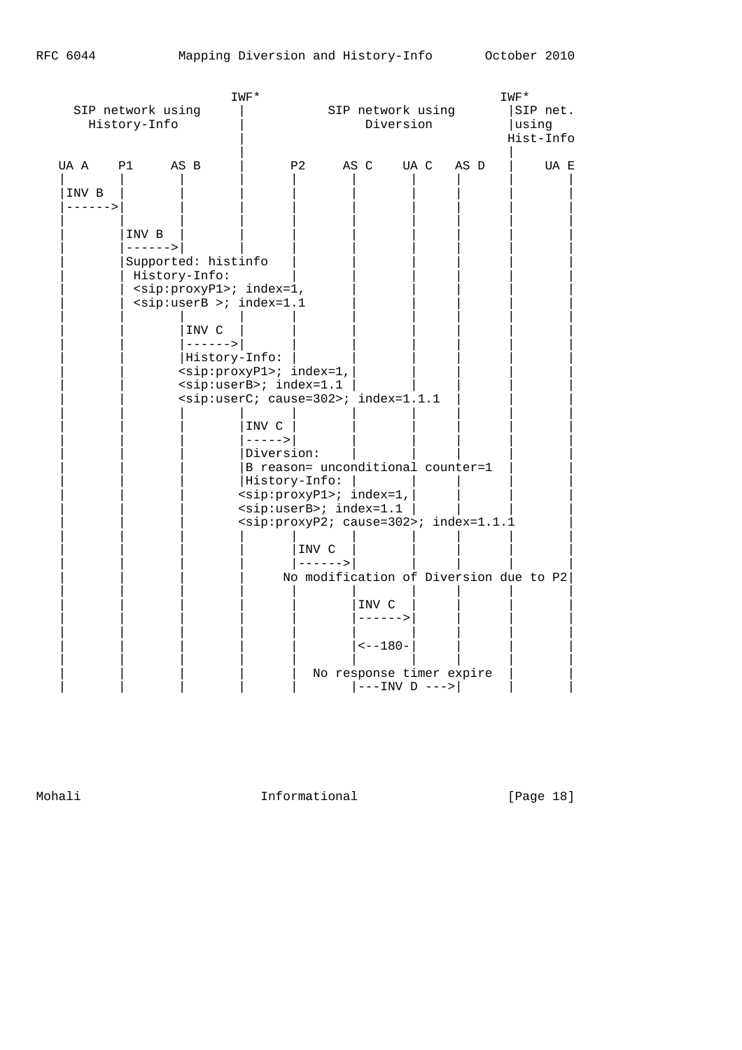```
                        IWF*                                  IWF*
     SIP network using   |         SIP network using        |SIP net.
       History-Info      |              Diversion           |using
                         |                                  |Hist-Info
                         |                                  |
   UA A    P1     AS B   |       P2     AS C    UA C   AS D  |     UA E
   |       |       |     |       |       |       |       |    |       |
   |INV B  |       |     |       |       |       |       |    |       |
   |------>|       |     |       |       |       |       |    |       |
   |       |       |     |       |       |       |       |    |       |
   |       |INV B  |     |       |       |       |       |    |       |
   |       |------>|     |       |       |       |       |    |       |
   |       |Supported: histinfo  |       |       |       |    |       |
   |       | History-Info:       |       |       |       |    |       |
   |       | <sip:proxyP1>; index=1,     |       |       |    |       |
   |       | <sip:userB >; index=1.1     |       |       |    |       |
   |       |       |     |       |       |       |       |    |       |
   |       |       |INV C |      |       |       |       |    |       |
   |       |       |------>|     |       |       |       |    |       |
   |       |       |History-Info: |      |       |       |    |       |
   |       |       <sip:proxyP1>; index=1,|      |       |    |       |
   |       |       <sip:userB>; index=1.1 |      |       |    |       |
   |       |       <sip:userC; cause=302>; index=1.1.1   |    |       |
   |       |       |     |       |       |       |       |    |       |
   |       |       |     |INV C |        |       |       |    |       |
   |       |       |     |----->|        |       |       |    |       |
   |       |       |     |Diversion:     |       |       |    |       |
   |       |       |     |B reason= unconditional counter=1   |       |
   |       |       |     |History-Info: |        |       |    |       |
   |       |       |     <sip:proxyP1>; index=1,|        |    |       |
   |       |       |     <sip:userB>; index=1.1 |        |    |       |
   |       |       |     <sip:proxyP2; cause=302>; index=1.1.1        |
   |       |       |     |       |       |       |       |    |       |
   |       |       |     |       |INV C  |       |       |    |       |
   |       |       |     |       |------>|       |       |    |       |
   |       |       |     |      No modification of Diversion due to P2|
   |       |       |     |       |       |       |       |    |       |
   |       |       |     |       |       |INV C  |       |    |       |
   |       |       |     |       |       |------>|       |    |       |
   |       |       |     |       |       |       |       |    |       |
   |       |       |     |       |       |<--180-|       |    |       |
   |       |       |     |       |       |       |       |    |       |
   |       |       |     |       |  No response timer expire  |       |
   |       |       |     |       |       |---INV D --->|      |       |
```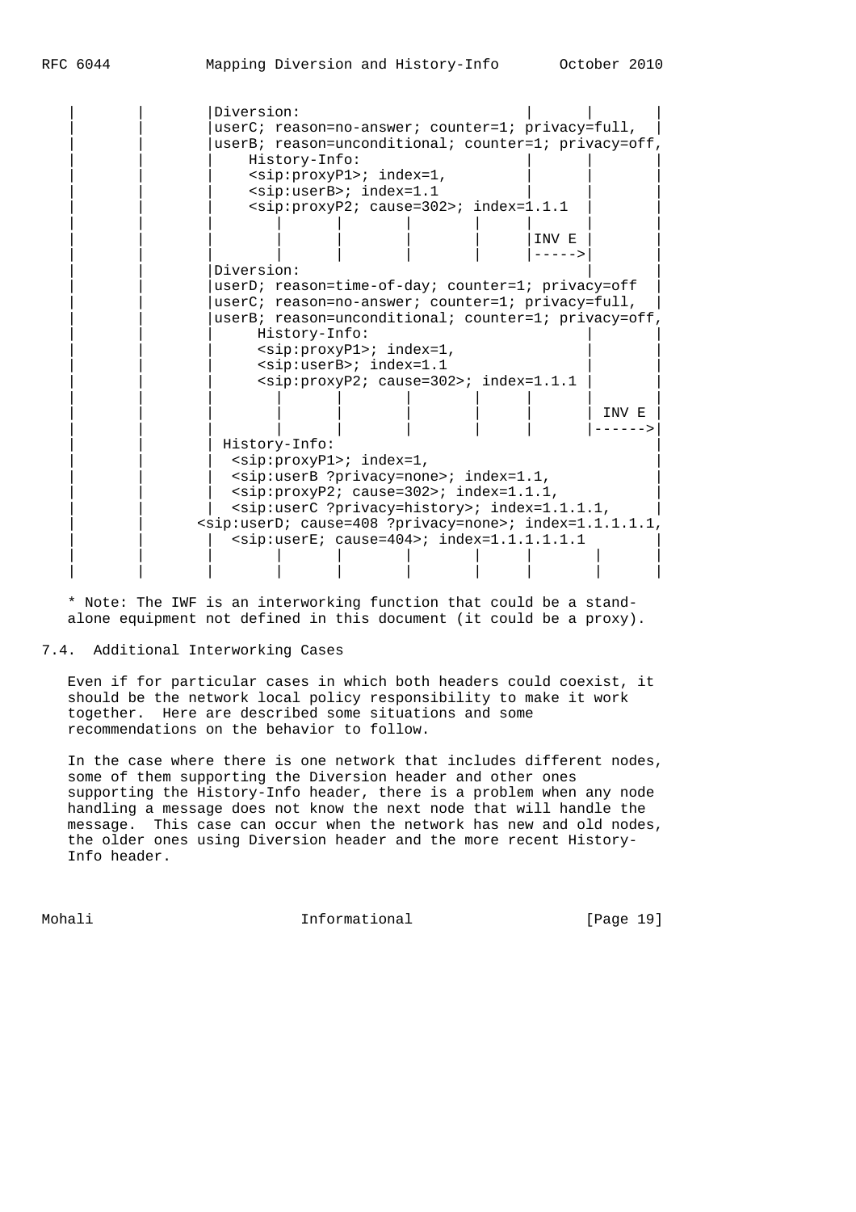```
   |       |       |Diversion:                             |      |       |
   |       |       |userC; reason=no-answer; counter=1; privacy=full,  |
   |       |       |userB; reason=unconditional; counter=1; privacy=off,
   |       |       |    History-Info:                      |      |       |
   |       |       |    <sip:proxyP1>; index=1,            |      |       |
   |       |       |    <sip:userB>; index=1.1             |      |       |
   |       |       |    <sip:proxyP2; cause=302>; index=1.1.1 |   |       |
   |       |       |       |      |       |       |      |       |       |
   |       |       |       |      |       |       |      |INV E |       |
   |       |       |       |      |       |       |      |----->|       |
   |       |       |Diversion:                                    |       |
   |       |       |userD; reason=time-of-day; counter=1; privacy=off  |
   |       |       |userC; reason=no-answer; counter=1; privacy=full,  |
   |       |       |userB; reason=unconditional; counter=1; privacy=off,
   |       |       |     History-Info:                            |       |
   |       |       |     <sip:proxyP1>; index=1,                  |       |
   |       |       |     <sip:userB>; index=1.1                   |       |
   |       |       |     <sip:proxyP2; cause=302>; index=1.1.1 |  |       |
   |       |       |       |      |       |       |      |       |       |
   |       |       |       |      |       |       |      |       | INV E |
   |       |       |       |      |       |       |      |       |------>|
   |       |       | History-Info:                                        |
   |       |       |  <sip:proxyP1>; index=1,                             |
   |       |       |  <sip:userB ?privacy=none>; index=1.1,               |
   |       |       |  <sip:proxyP2; cause=302>; index=1.1.1,              |
   |       |       |  <sip:userC ?privacy=history>; index=1.1.1.1,        |
   |       |      <sip:userD; cause=408 ?privacy=none>; index=1.1.1.1.1,
   |       |       |  <sip:userE; cause=404>; index=1.1.1.1.1.1          |
   |       |       |       |      |       |       |      |       |       |
   |       |       |       |      |       |       |      |       |       |
```

* Note: The IWF is an interworking function that could be a stand-alone equipment not defined in this document (it could be a proxy).

## 7.4. Additional Interworking Cases

Even if for particular cases in which both headers could coexist, it should be the network local policy responsibility to make it work together. Here are described some situations and some recommendations on the behavior to follow.

In the case where there is one network that includes different nodes, some of them supporting the Diversion header and other ones supporting the History-Info header, there is a problem when any node handling a message does not know the next node that will handle the message. This case can occur when the network has new and old nodes, the older ones using Diversion header and the more recent History-Info header.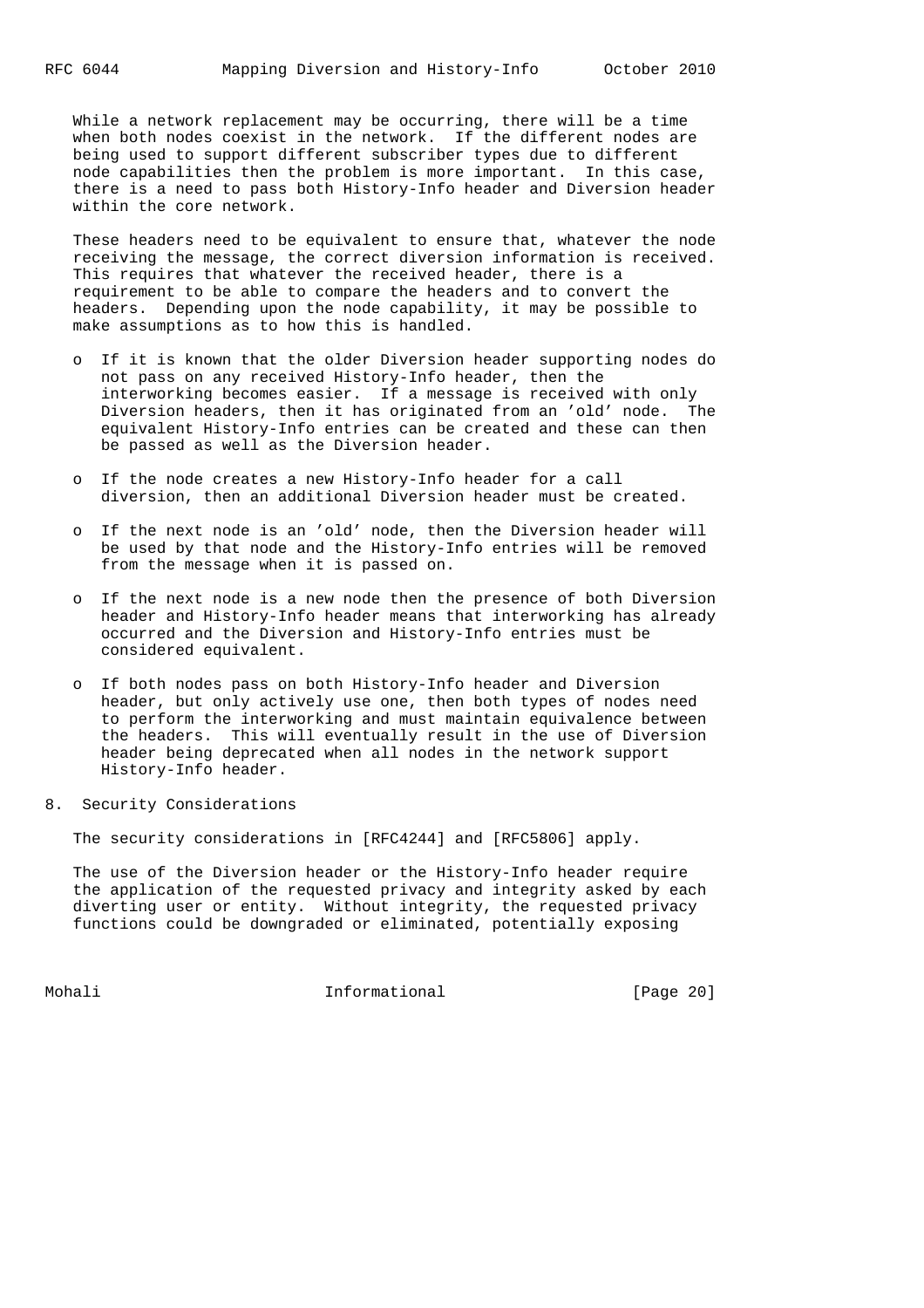While a network replacement may be occurring, there will be a time when both nodes coexist in the network. If the different nodes are being used to support different subscriber types due to different node capabilities then the problem is more important. In this case, there is a need to pass both History-Info header and Diversion header within the core network.

These headers need to be equivalent to ensure that, whatever the node receiving the message, the correct diversion information is received. This requires that whatever the received header, there is a requirement to be able to compare the headers and to convert the headers. Depending upon the node capability, it may be possible to make assumptions as to how this is handled.

- If it is known that the older Diversion header supporting nodes do not pass on any received History-Info header, then the interworking becomes easier. If a message is received with only Diversion headers, then it has originated from an 'old' node. The equivalent History-Info entries can be created and these can then be passed as well as the Diversion header.

- If the node creates a new History-Info header for a call diversion, then an additional Diversion header must be created.

- If the next node is an 'old' node, then the Diversion header will be used by that node and the History-Info entries will be removed from the message when it is passed on.

- If the next node is a new node then the presence of both Diversion header and History-Info header means that interworking has already occurred and the Diversion and History-Info entries must be considered equivalent.

- If both nodes pass on both History-Info header and Diversion header, but only actively use one, then both types of nodes need to perform the interworking and must maintain equivalence between the headers. This will eventually result in the use of Diversion header being deprecated when all nodes in the network support History-Info header.

## 8. Security Considerations

The security considerations in [RFC4244] and [RFC5806] apply.

The use of the Diversion header or the History-Info header require the application of the requested privacy and integrity asked by each diverting user or entity. Without integrity, the requested privacy functions could be downgraded or eliminated, potentially exposing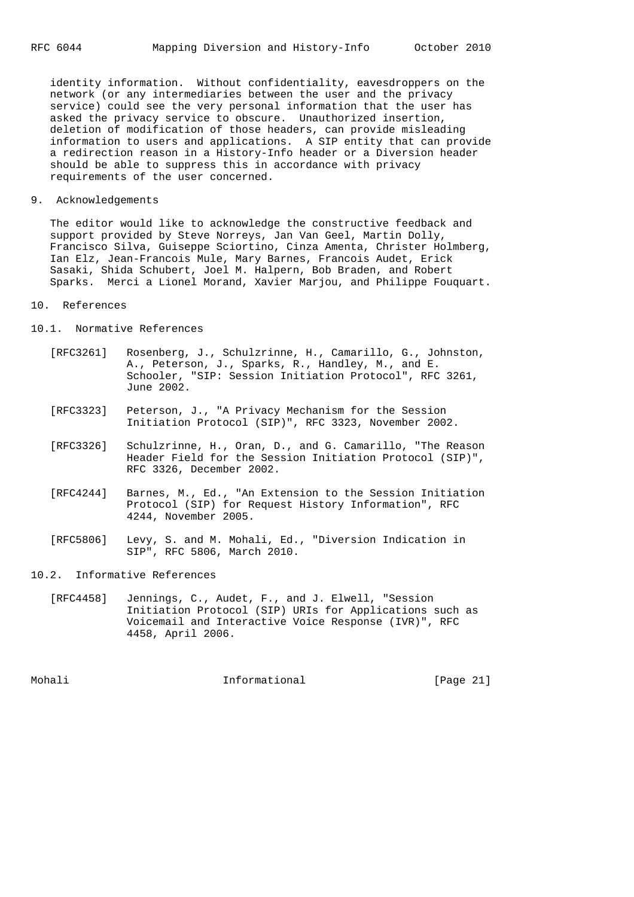identity information. Without confidentiality, eavesdroppers on the network (or any intermediaries between the user and the privacy service) could see the very personal information that the user has asked the privacy service to obscure. Unauthorized insertion, deletion of modification of those headers, can provide misleading information to users and applications. A SIP entity that can provide a redirection reason in a History-Info header or a Diversion header should be able to suppress this in accordance with privacy requirements of the user concerned.

## 9. Acknowledgements

The editor would like to acknowledge the constructive feedback and support provided by Steve Norreys, Jan Van Geel, Martin Dolly, Francisco Silva, Guiseppe Sciortino, Cinza Amenta, Christer Holmberg, Ian Elz, Jean-Francois Mule, Mary Barnes, Francois Audet, Erick Sasaki, Shida Schubert, Joel M. Halpern, Bob Braden, and Robert Sparks. Merci a Lionel Morand, Xavier Marjou, and Philippe Fouquart.

## 10. References

### 10.1. Normative References

[RFC3261] Rosenberg, J., Schulzrinne, H., Camarillo, G., Johnston, A., Peterson, J., Sparks, R., Handley, M., and E. Schooler, "SIP: Session Initiation Protocol", RFC 3261, June 2002.

[RFC3323] Peterson, J., "A Privacy Mechanism for the Session Initiation Protocol (SIP)", RFC 3323, November 2002.

[RFC3326] Schulzrinne, H., Oran, D., and G. Camarillo, "The Reason Header Field for the Session Initiation Protocol (SIP)", RFC 3326, December 2002.

[RFC4244] Barnes, M., Ed., "An Extension to the Session Initiation Protocol (SIP) for Request History Information", RFC 4244, November 2005.

[RFC5806] Levy, S. and M. Mohali, Ed., "Diversion Indication in SIP", RFC 5806, March 2010.

### 10.2. Informative References

[RFC4458] Jennings, C., Audet, F., and J. Elwell, "Session Initiation Protocol (SIP) URIs for Applications such as Voicemail and Interactive Voice Response (IVR)", RFC 4458, April 2006.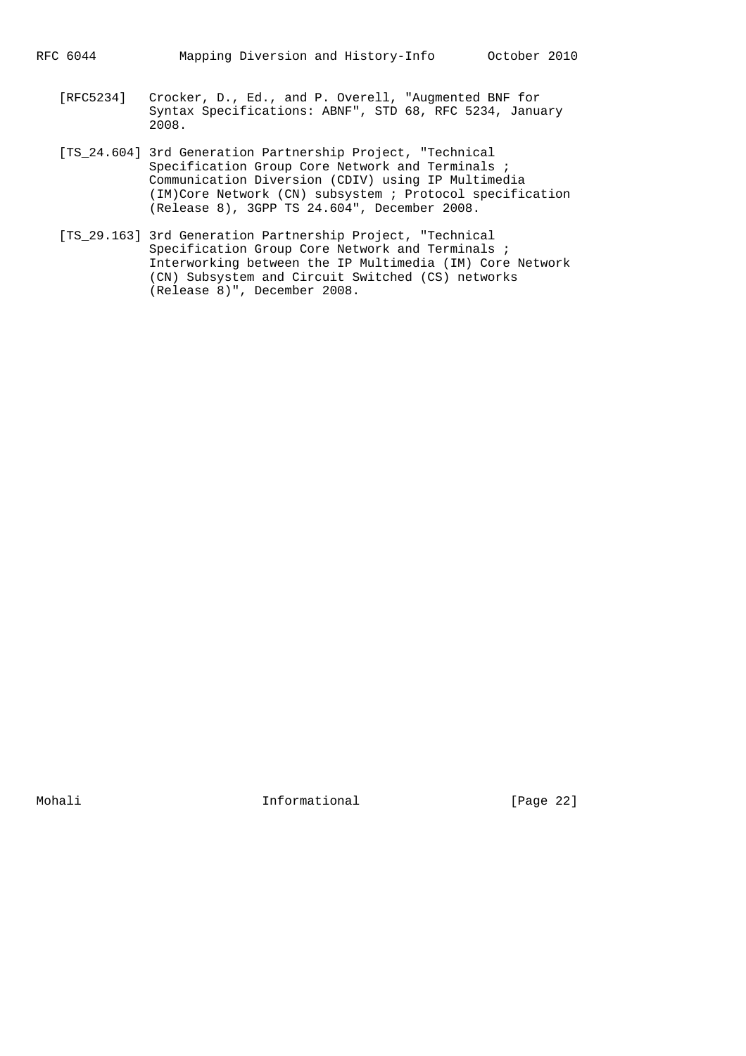[RFC5234] Crocker, D., Ed., and P. Overell, "Augmented BNF for Syntax Specifications: ABNF", STD 68, RFC 5234, January 2008.

[TS_24.604] 3rd Generation Partnership Project, "Technical Specification Group Core Network and Terminals ; Communication Diversion (CDIV) using IP Multimedia (IM)Core Network (CN) subsystem ; Protocol specification (Release 8), 3GPP TS 24.604", December 2008.

[TS_29.163] 3rd Generation Partnership Project, "Technical Specification Group Core Network and Terminals ; Interworking between the IP Multimedia (IM) Core Network (CN) Subsystem and Circuit Switched (CS) networks (Release 8)", December 2008.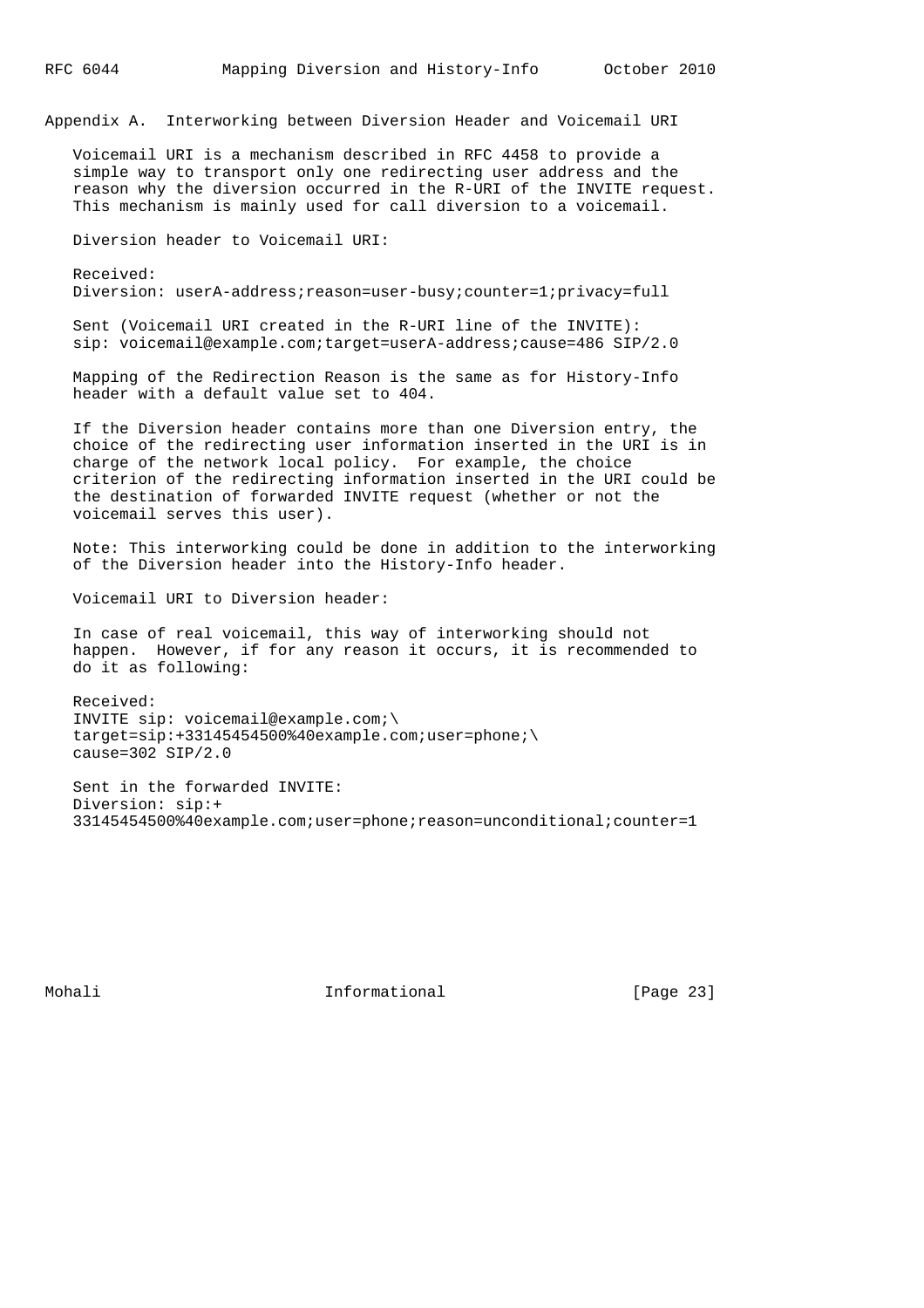## Appendix A. Interworking between Diversion Header and Voicemail URI

Voicemail URI is a mechanism described in RFC 4458 to provide a simple way to transport only one redirecting user address and the reason why the diversion occurred in the R-URI of the INVITE request. This mechanism is mainly used for call diversion to a voicemail.

Diversion header to Voicemail URI:

Received:

```
Diversion: userA-address;reason=user-busy;counter=1;privacy=full
```

Sent (Voicemail URI created in the R-URI line of the INVITE):

```
sip: voicemail@example.com;target=userA-address;cause=486 SIP/2.0
```

Mapping of the Redirection Reason is the same as for History-Info header with a default value set to 404.

If the Diversion header contains more than one Diversion entry, the choice of the redirecting user information inserted in the URI is in charge of the network local policy. For example, the choice criterion of the redirecting information inserted in the URI could be the destination of forwarded INVITE request (whether or not the voicemail serves this user).

Note: This interworking could be done in addition to the interworking of the Diversion header into the History-Info header.

Voicemail URI to Diversion header:

In case of real voicemail, this way of interworking should not happen. However, if for any reason it occurs, it is recommended to do it as following:

Received:

```
INVITE sip: voicemail@example.com;\
target=sip:+33145454500%40example.com;user=phone;\
cause=302 SIP/2.0
```

Sent in the forwarded INVITE:

```
Diversion: sip:+
33145454500%40example.com;user=phone;reason=unconditional;counter=1
```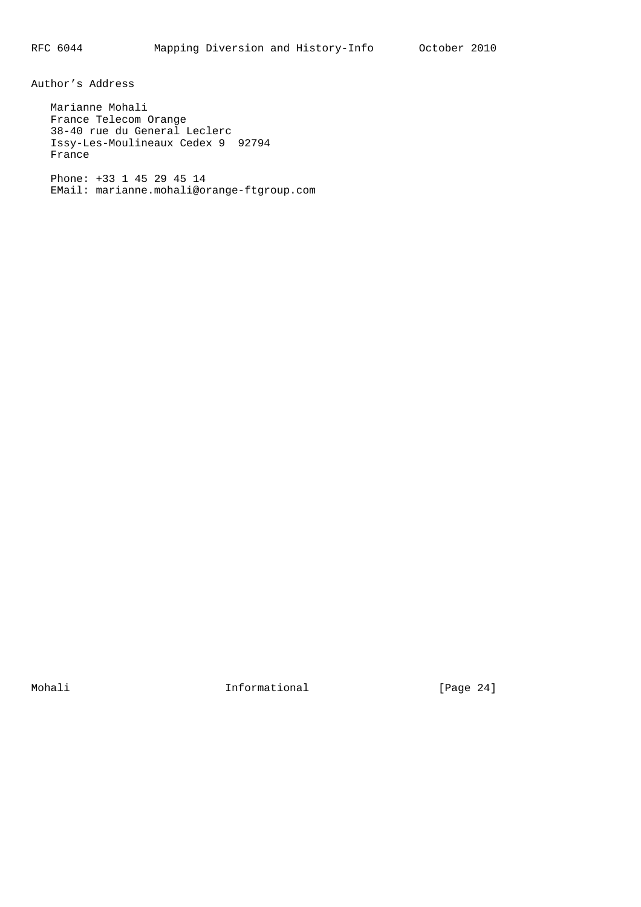## Author's Address

Marianne Mohali
France Telecom Orange
38-40 rue du General Leclerc
Issy-Les-Moulineaux Cedex 9  92794
France

Phone: +33 1 45 29 45 14
EMail: marianne.mohali@orange-ftgroup.com